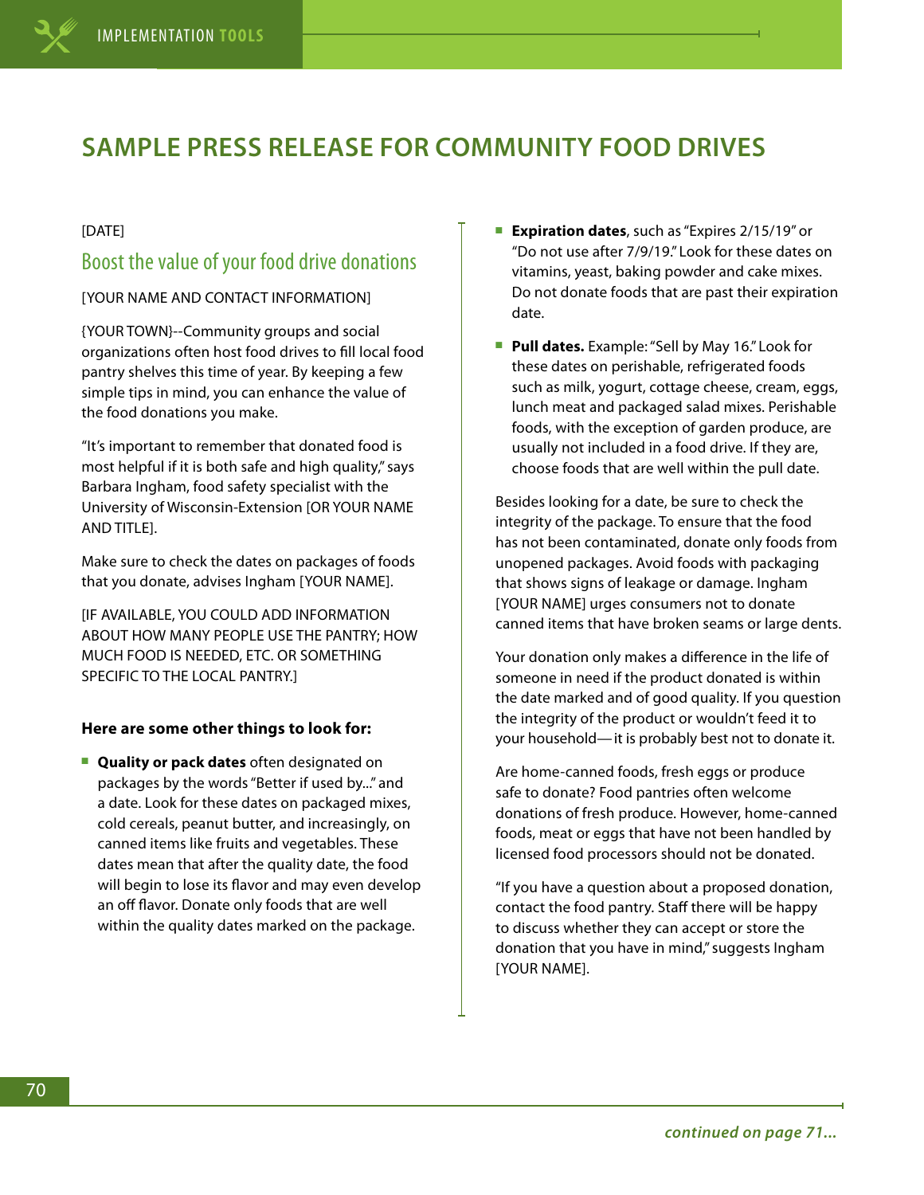# SAMPLE PRESS RELEASE FOR COMMUNITY FOOD DRIVES

[DATE]

## Boost the value of your food drive donations

[YOUR NAME AND CONTACT INFORMATION]

{YOUR TOWN}--Community groups and social organizations often host food drives to fill local food pantry shelves this time of year. By keeping a few simple tips in mind, you can enhance the value of the food donations you make.

"It's important to remember that donated food is most helpful if it is both safe and high quality," says Barbara Ingham, food safety specialist with the University of Wisconsin-Extension [OR YOUR NAME AND TITLE].

Make sure to check the dates on packages of foods that you donate, advises Ingham [YOUR NAME].

[IF AVAILABLE, YOU COULD ADD INFORMATION ABOUT HOW MANY PEOPLE USE THE PANTRY; HOW MUCH FOOD IS NEEDED, ETC. OR SOMETHING SPECIFIC TO THE LOCAL PANTRY.]

**Here are some other things to look for:**

- **Quality or pack dates** often designated on packages by the words "Better if used by..." and a date. Look for these dates on packaged mixes, cold cereals, peanut butter, and increasingly, on canned items like fruits and vegetables. These dates mean that after the quality date, the food will begin to lose its flavor and may even develop an off flavor. Donate only foods that are well within the quality dates marked on the package.
- **Expiration dates**, such as "Expires 2/15/19" or "Do not use after 7/9/19." Look for these dates on vitamins, yeast, baking powder and cake mixes. Do not donate foods that are past their expiration date.
- **Pull dates.** Example: "Sell by May 16." Look for these dates on perishable, refrigerated foods such as milk, yogurt, cottage cheese, cream, eggs, lunch meat and packaged salad mixes. Perishable foods, with the exception of garden produce, are usually not included in a food drive. If they are, choose foods that are well within the pull date.

Besides looking for a date, be sure to check the integrity of the package. To ensure that the food has not been contaminated, donate only foods from unopened packages. Avoid foods with packaging that shows signs of leakage or damage. Ingham [YOUR NAME] urges consumers not to donate canned items that have broken seams or large dents.

Your donation only makes a difference in the life of someone in need if the product donated is within the date marked and of good quality. If you question the integrity of the product or wouldn't feed it to your household— it is probably best not to donate it.

Are home-canned foods, fresh eggs or produce safe to donate? Food pantries often welcome donations of fresh produce. However, home-canned foods, meat or eggs that have not been handled by licensed food processors should not be donated.

"If you have a question about a proposed donation, contact the food pantry. Staff there will be happy to discuss whether they can accept or store the donation that you have in mind," suggests Ingham [YOUR NAME].

*continued on page 71...*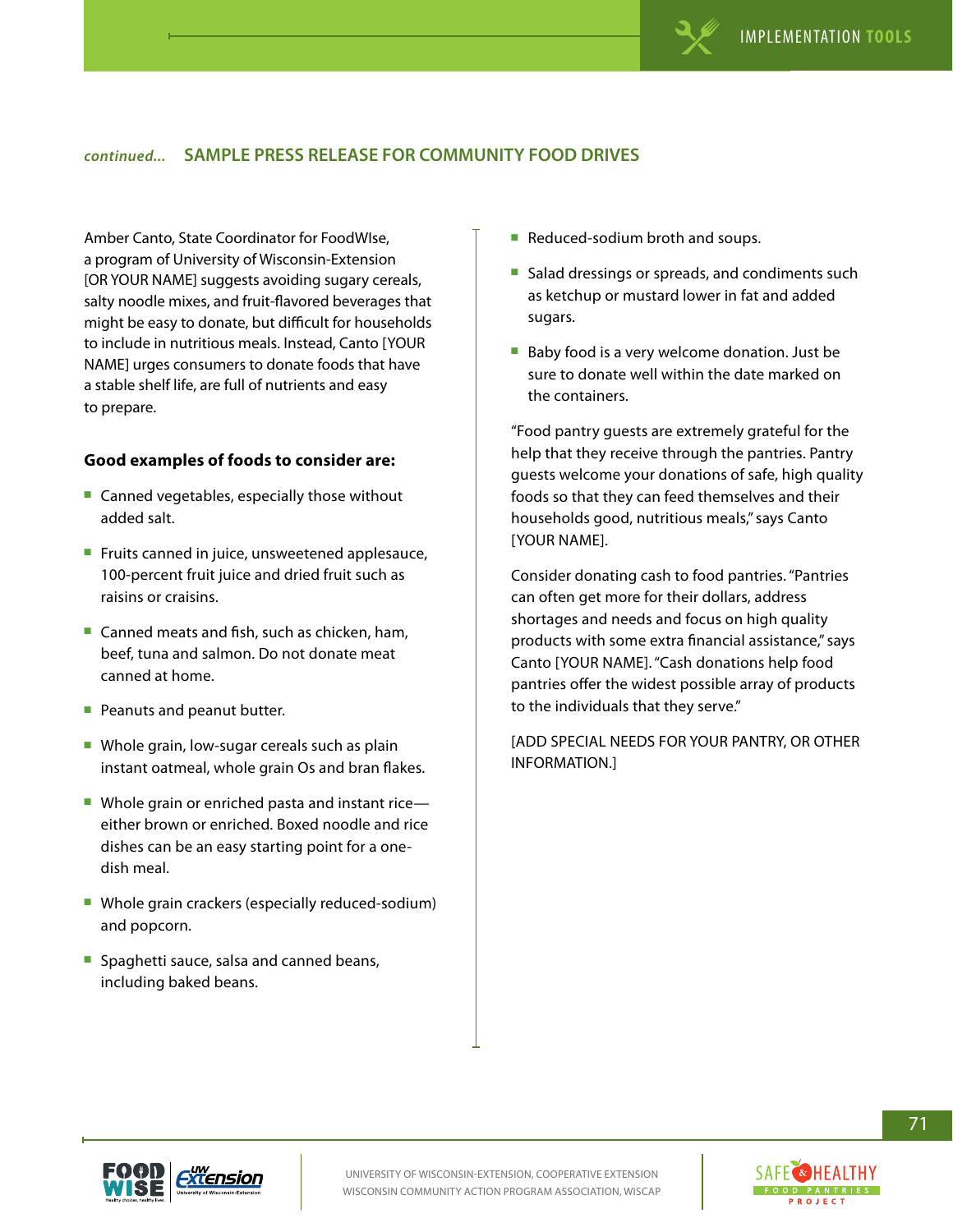*continued...* **SAMPLE PRESS RELEASE FOR COMMUNITY FOOD DRIVES**

Amber Canto, State Coordinator for FoodWIse, a program of University of Wisconsin-Extension [OR YOUR NAME] suggests avoiding sugary cereals, salty noodle mixes, and fruit-flavored beverages that might be easy to donate, but difficult for households to include in nutritious meals. Instead, Canto [YOUR NAME] urges consumers to donate foods that have a stable shelf life, are full of nutrients and easy to prepare.

**Good examples of foods to consider are:**

- Canned vegetables, especially those without added salt.
- Fruits canned in juice, unsweetened applesauce, 100-percent fruit juice and dried fruit such as raisins or craisins.
- Canned meats and fish, such as chicken, ham, beef, tuna and salmon. Do not donate meat canned at home.
- Peanuts and peanut butter.
- Whole grain, low-sugar cereals such as plain instant oatmeal, whole grain Os and bran flakes.
- Whole grain or enriched pasta and instant rice—either brown or enriched. Boxed noodle and rice dishes can be an easy starting point for a one-dish meal.
- Whole grain crackers (especially reduced-sodium) and popcorn.
- Spaghetti sauce, salsa and canned beans, including baked beans.
- Reduced-sodium broth and soups.
- Salad dressings or spreads, and condiments such as ketchup or mustard lower in fat and added sugars.
- Baby food is a very welcome donation. Just be sure to donate well within the date marked on the containers.

"Food pantry guests are extremely grateful for the help that they receive through the pantries. Pantry guests welcome your donations of safe, high quality foods so that they can feed themselves and their households good, nutritious meals," says Canto [YOUR NAME].

Consider donating cash to food pantries. "Pantries can often get more for their dollars, address shortages and needs and focus on high quality products with some extra financial assistance," says Canto [YOUR NAME]. "Cash donations help food pantries offer the widest possible array of products to the individuals that they serve."

[ADD SPECIAL NEEDS FOR YOUR PANTRY, OR OTHER INFORMATION.]